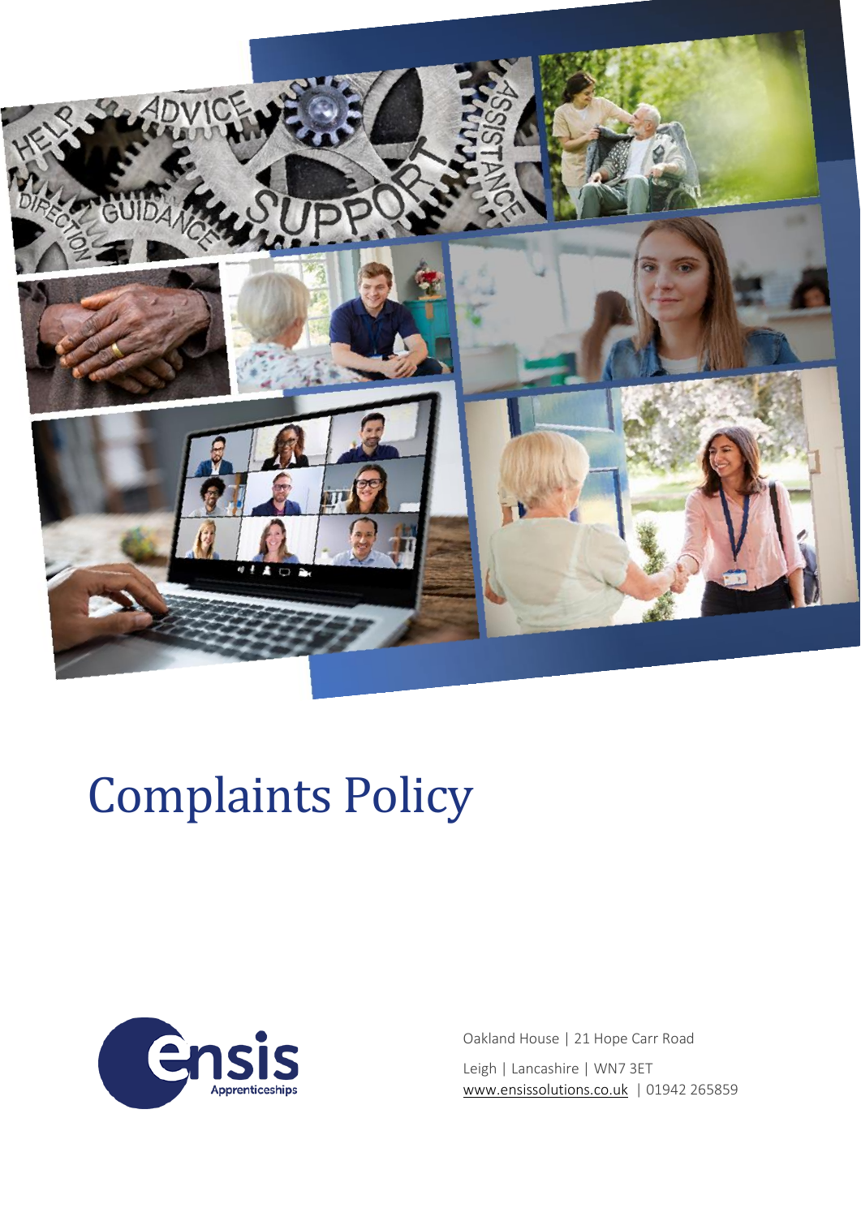# Complaints Policy

Oakland House | 21 Hope Carr Road

Leigh | Lancashire | WN7 3ET

www.ensissolutions.co.uk | 01942 265859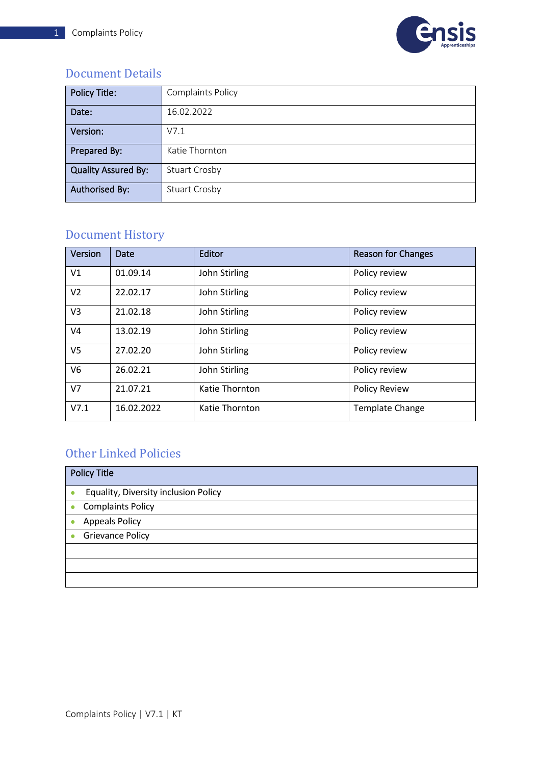## Document Details

| Policy Title: | Complaints Policy |
|---|---|
| Date: | 16.02.2022 |
| Version: | V7.1 |
| Prepared By: | Katie Thornton |
| Quality Assured By: | Stuart Crosby |
| Authorised By: | Stuart Crosby |

## Document History

| Version | Date | Editor | Reason for Changes |
|---|---|---|---|
| V1 | 01.09.14 | John Stirling | Policy review |
| V2 | 22.02.17 | John Stirling | Policy review |
| V3 | 21.02.18 | John Stirling | Policy review |
| V4 | 13.02.19 | John Stirling | Policy review |
| V5 | 27.02.20 | John Stirling | Policy review |
| V6 | 26.02.21 | John Stirling | Policy review |
| V7 | 21.07.21 | Katie Thornton | Policy Review |
| V7.1 | 16.02.2022 | Katie Thornton | Template Change |

## Other Linked Policies

| Policy Title |
|---|
| • Equality, Diversity inclusion Policy |
| • Complaints Policy |
| • Appeals Policy |
| • Grievance Policy |
| |
| |
| |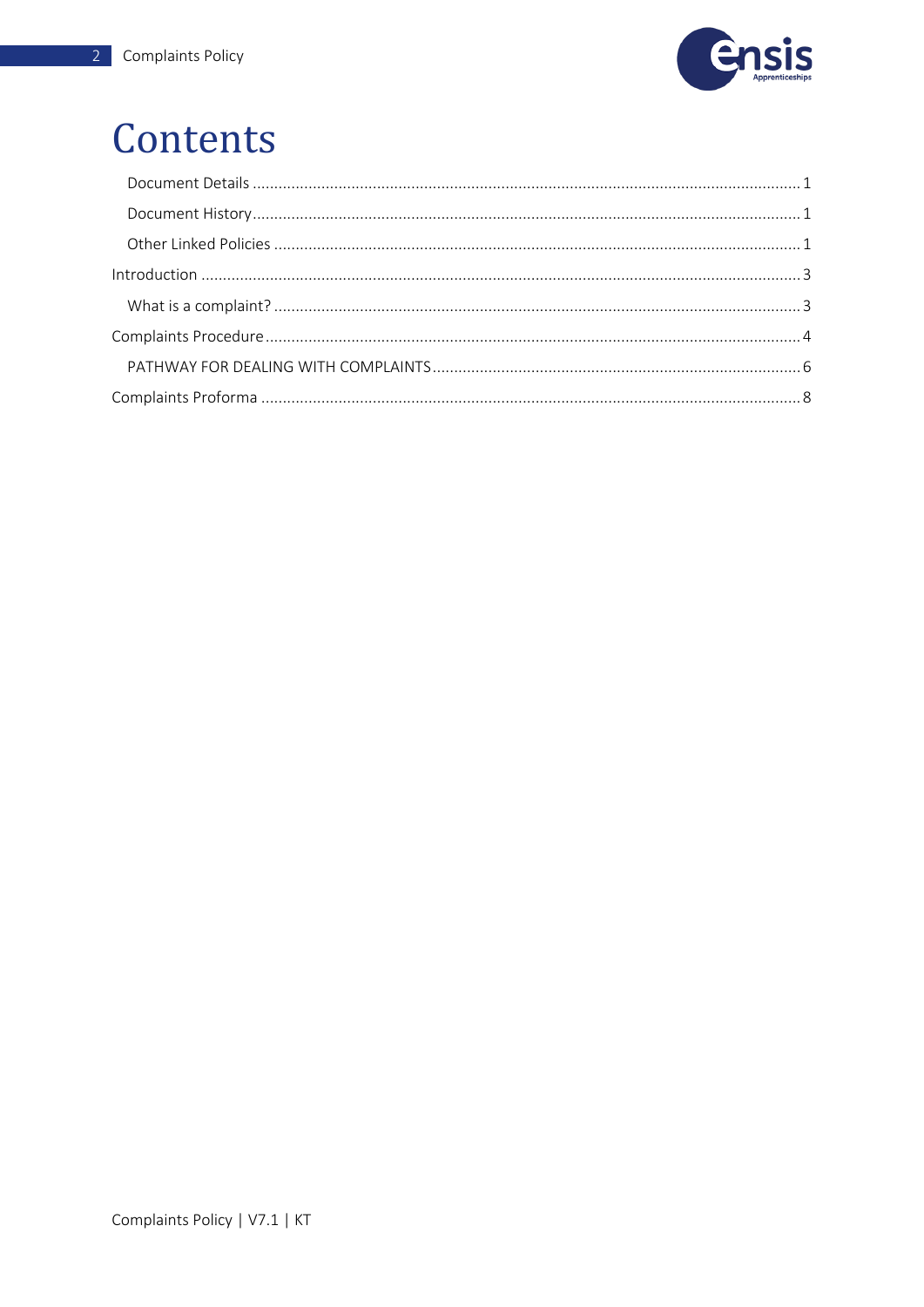# Contents

- Document Details .......... 1
- Document History .......... 1
- Other Linked Policies .......... 1

Introduction .......... 3

- What is a complaint? .......... 3

Complaints Procedure .......... 4

- PATHWAY FOR DEALING WITH COMPLAINTS .......... 6

Complaints Proforma .......... 8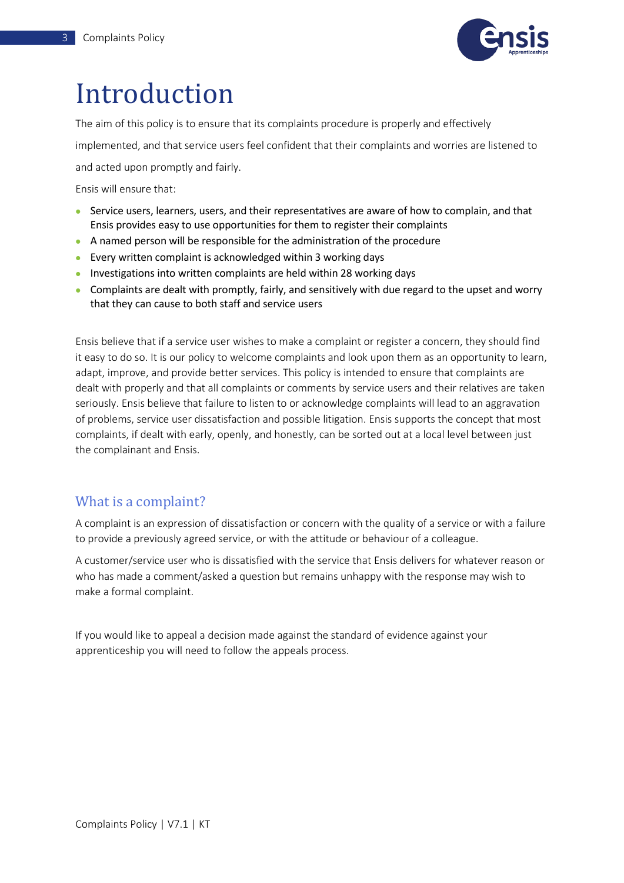# Introduction

The aim of this policy is to ensure that its complaints procedure is properly and effectively implemented, and that service users feel confident that their complaints and worries are listened to and acted upon promptly and fairly.

Ensis will ensure that:

- Service users, learners, users, and their representatives are aware of how to complain, and that Ensis provides easy to use opportunities for them to register their complaints
- A named person will be responsible for the administration of the procedure
- Every written complaint is acknowledged within 3 working days
- Investigations into written complaints are held within 28 working days
- Complaints are dealt with promptly, fairly, and sensitively with due regard to the upset and worry that they can cause to both staff and service users

Ensis believe that if a service user wishes to make a complaint or register a concern, they should find it easy to do so. It is our policy to welcome complaints and look upon them as an opportunity to learn, adapt, improve, and provide better services. This policy is intended to ensure that complaints are dealt with properly and that all complaints or comments by service users and their relatives are taken seriously. Ensis believe that failure to listen to or acknowledge complaints will lead to an aggravation of problems, service user dissatisfaction and possible litigation. Ensis supports the concept that most complaints, if dealt with early, openly, and honestly, can be sorted out at a local level between just the complainant and Ensis.

## What is a complaint?

A complaint is an expression of dissatisfaction or concern with the quality of a service or with a failure to provide a previously agreed service, or with the attitude or behaviour of a colleague.

A customer/service user who is dissatisfied with the service that Ensis delivers for whatever reason or who has made a comment/asked a question but remains unhappy with the response may wish to make a formal complaint.

If you would like to appeal a decision made against the standard of evidence against your apprenticeship you will need to follow the appeals process.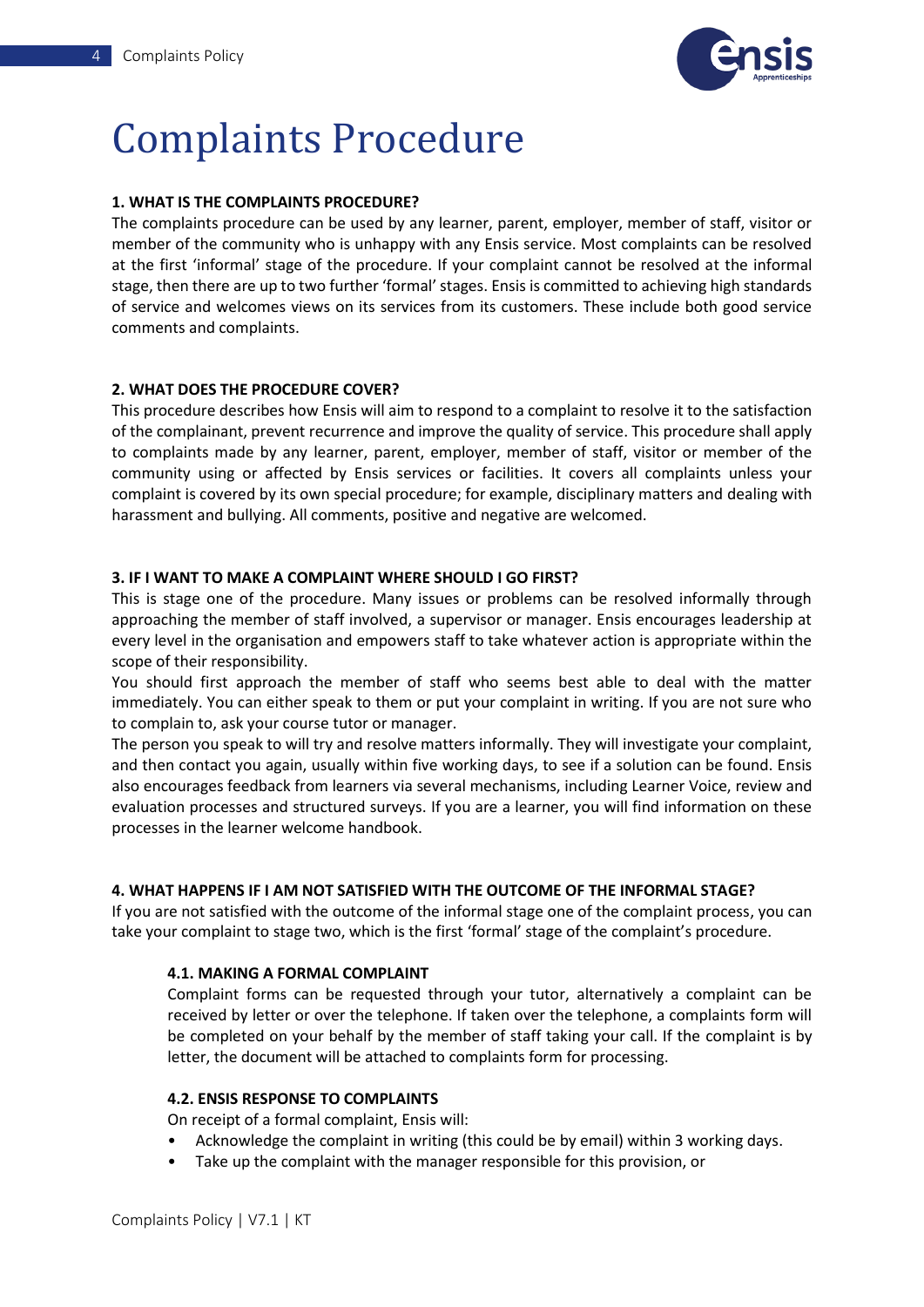# Complaints Procedure

**1. WHAT IS THE COMPLAINTS PROCEDURE?**

The complaints procedure can be used by any learner, parent, employer, member of staff, visitor or member of the community who is unhappy with any Ensis service. Most complaints can be resolved at the first 'informal' stage of the procedure. If your complaint cannot be resolved at the informal stage, then there are up to two further 'formal' stages. Ensis is committed to achieving high standards of service and welcomes views on its services from its customers. These include both good service comments and complaints.

**2. WHAT DOES THE PROCEDURE COVER?**

This procedure describes how Ensis will aim to respond to a complaint to resolve it to the satisfaction of the complainant, prevent recurrence and improve the quality of service. This procedure shall apply to complaints made by any learner, parent, employer, member of staff, visitor or member of the community using or affected by Ensis services or facilities. It covers all complaints unless your complaint is covered by its own special procedure; for example, disciplinary matters and dealing with harassment and bullying. All comments, positive and negative are welcomed.

**3. IF I WANT TO MAKE A COMPLAINT WHERE SHOULD I GO FIRST?**

This is stage one of the procedure. Many issues or problems can be resolved informally through approaching the member of staff involved, a supervisor or manager. Ensis encourages leadership at every level in the organisation and empowers staff to take whatever action is appropriate within the scope of their responsibility.

You should first approach the member of staff who seems best able to deal with the matter immediately. You can either speak to them or put your complaint in writing. If you are not sure who to complain to, ask your course tutor or manager.

The person you speak to will try and resolve matters informally. They will investigate your complaint, and then contact you again, usually within five working days, to see if a solution can be found. Ensis also encourages feedback from learners via several mechanisms, including Learner Voice, review and evaluation processes and structured surveys. If you are a learner, you will find information on these processes in the learner welcome handbook.

**4. WHAT HAPPENS IF I AM NOT SATISFIED WITH THE OUTCOME OF THE INFORMAL STAGE?**

If you are not satisfied with the outcome of the informal stage one of the complaint process, you can take your complaint to stage two, which is the first 'formal' stage of the complaint's procedure.

**4.1. MAKING A FORMAL COMPLAINT**

Complaint forms can be requested through your tutor, alternatively a complaint can be received by letter or over the telephone. If taken over the telephone, a complaints form will be completed on your behalf by the member of staff taking your call. If the complaint is by letter, the document will be attached to complaints form for processing.

**4.2. ENSIS RESPONSE TO COMPLAINTS**

On receipt of a formal complaint, Ensis will:

- Acknowledge the complaint in writing (this could be by email) within 3 working days.
- Take up the complaint with the manager responsible for this provision, or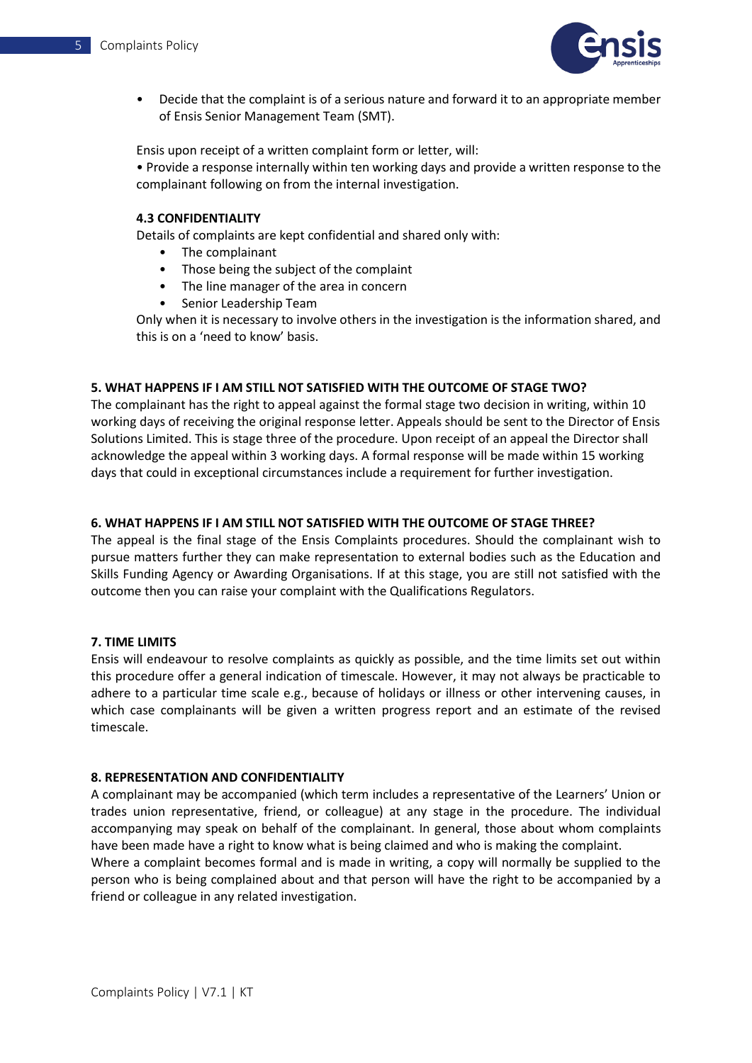- Decide that the complaint is of a serious nature and forward it to an appropriate member of Ensis Senior Management Team (SMT).

Ensis upon receipt of a written complaint form or letter, will:

• Provide a response internally within ten working days and provide a written response to the complainant following on from the internal investigation.

### 4.3 CONFIDENTIALITY

Details of complaints are kept confidential and shared only with:

- The complainant
- Those being the subject of the complaint
- The line manager of the area in concern
- Senior Leadership Team

Only when it is necessary to involve others in the investigation is the information shared, and this is on a 'need to know' basis.

## 5. WHAT HAPPENS IF I AM STILL NOT SATISFIED WITH THE OUTCOME OF STAGE TWO?

The complainant has the right to appeal against the formal stage two decision in writing, within 10 working days of receiving the original response letter. Appeals should be sent to the Director of Ensis Solutions Limited. This is stage three of the procedure. Upon receipt of an appeal the Director shall acknowledge the appeal within 3 working days. A formal response will be made within 15 working days that could in exceptional circumstances include a requirement for further investigation.

## 6. WHAT HAPPENS IF I AM STILL NOT SATISFIED WITH THE OUTCOME OF STAGE THREE?

The appeal is the final stage of the Ensis Complaints procedures. Should the complainant wish to pursue matters further they can make representation to external bodies such as the Education and Skills Funding Agency or Awarding Organisations. If at this stage, you are still not satisfied with the outcome then you can raise your complaint with the Qualifications Regulators.

## 7. TIME LIMITS

Ensis will endeavour to resolve complaints as quickly as possible, and the time limits set out within this procedure offer a general indication of timescale. However, it may not always be practicable to adhere to a particular time scale e.g., because of holidays or illness or other intervening causes, in which case complainants will be given a written progress report and an estimate of the revised timescale.

## 8. REPRESENTATION AND CONFIDENTIALITY

A complainant may be accompanied (which term includes a representative of the Learners' Union or trades union representative, friend, or colleague) at any stage in the procedure. The individual accompanying may speak on behalf of the complainant. In general, those about whom complaints have been made have a right to know what is being claimed and who is making the complaint.

Where a complaint becomes formal and is made in writing, a copy will normally be supplied to the person who is being complained about and that person will have the right to be accompanied by a friend or colleague in any related investigation.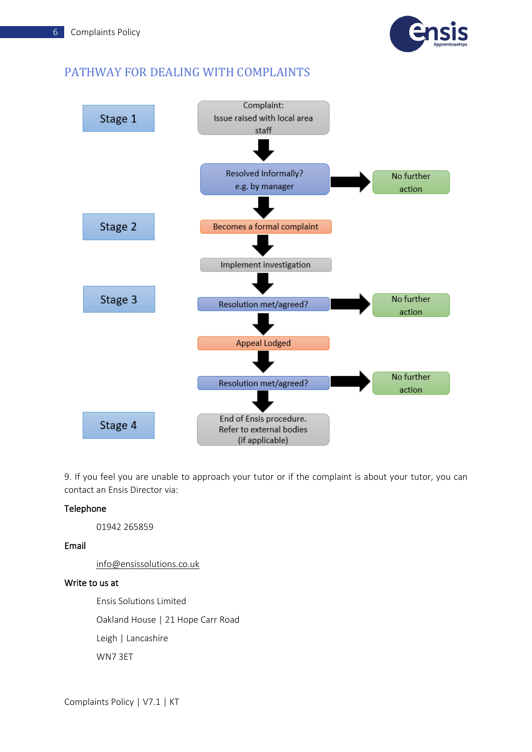## PATHWAY FOR DEALING WITH COMPLAINTS

**Stage 1**

- Complaint: Issue raised with local area staff
- ↓
- Resolved Informally? e.g. by manager → No further action
- ↓

**Stage 2**

- Becomes a formal complaint
- ↓
- Implement investigation
- ↓

**Stage 3**

- Resolution met/agreed? → No further action
- ↓
- Appeal Lodged
- ↓
- Resolution met/agreed? → No further action
- ↓

**Stage 4**

- End of Ensis procedure. Refer to external bodies (if applicable)

9. If you feel you are unable to approach your tutor or if the complaint is about your tutor, you can contact an Ensis Director via:

**Telephone**

01942 265859

**Email**

info@ensissolutions.co.uk

**Write to us at**

Ensis Solutions Limited

Oakland House | 21 Hope Carr Road

Leigh | Lancashire

WN7 3ET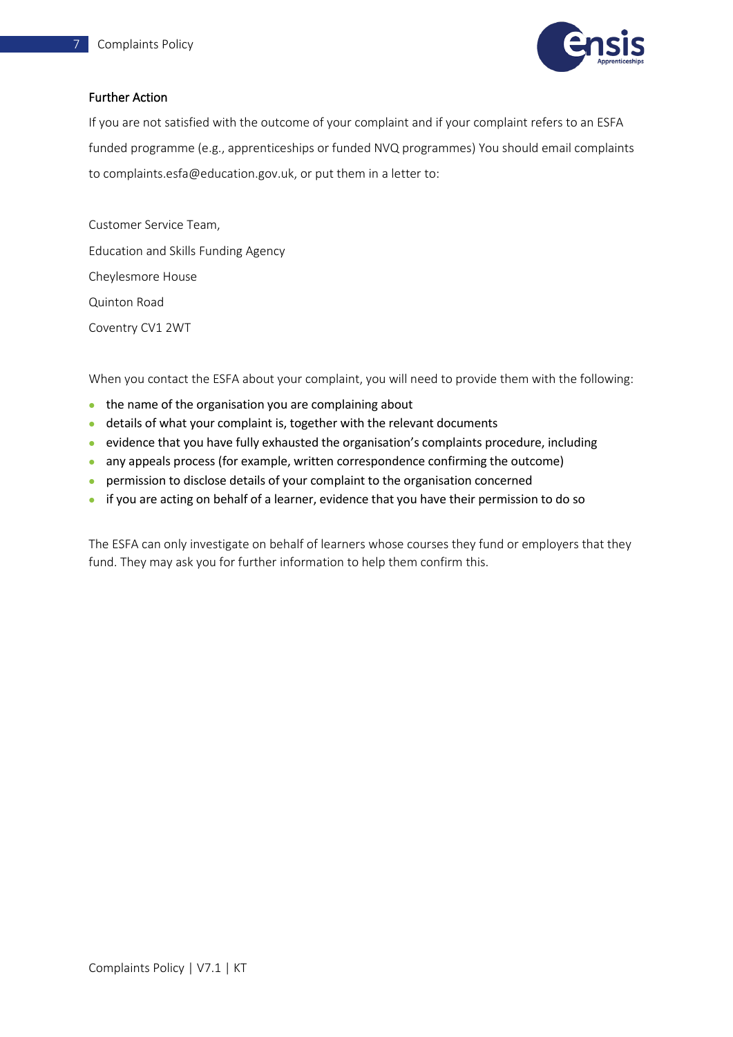### Further Action

If you are not satisfied with the outcome of your complaint and if your complaint refers to an ESFA funded programme (e.g., apprenticeships or funded NVQ programmes) You should email complaints to complaints.esfa@education.gov.uk, or put them in a letter to:

Customer Service Team,
Education and Skills Funding Agency
Cheylesmore House
Quinton Road
Coventry CV1 2WT

When you contact the ESFA about your complaint, you will need to provide them with the following:

- the name of the organisation you are complaining about
- details of what your complaint is, together with the relevant documents
- evidence that you have fully exhausted the organisation's complaints procedure, including
- any appeals process (for example, written correspondence confirming the outcome)
- permission to disclose details of your complaint to the organisation concerned
- if you are acting on behalf of a learner, evidence that you have their permission to do so

The ESFA can only investigate on behalf of learners whose courses they fund or employers that they fund. They may ask you for further information to help them confirm this.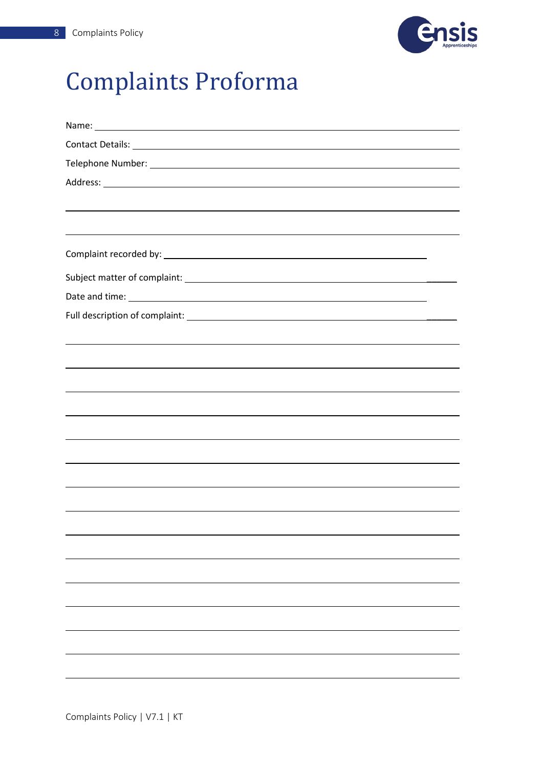# Complaints Proforma

Name: ____________________________________________________________________________

Contact Details: ______________________________________________________________________

Telephone Number: ____________________________________________________________________

Address: __________________________________________________________________________

______________________________________________________________________________________

______________________________________________________________________________________

Complaint recorded by: _______________________________________________________

Subject matter of complaint: ___________________________________________________________

Date and time: ___________________________________________________________

Full description of complaint: __________________________________________________________

______________________________________________________________________________________

______________________________________________________________________________________

______________________________________________________________________________________

______________________________________________________________________________________

______________________________________________________________________________________

______________________________________________________________________________________

______________________________________________________________________________________

______________________________________________________________________________________

______________________________________________________________________________________

______________________________________________________________________________________

______________________________________________________________________________________

______________________________________________________________________________________

______________________________________________________________________________________

______________________________________________________________________________________

______________________________________________________________________________________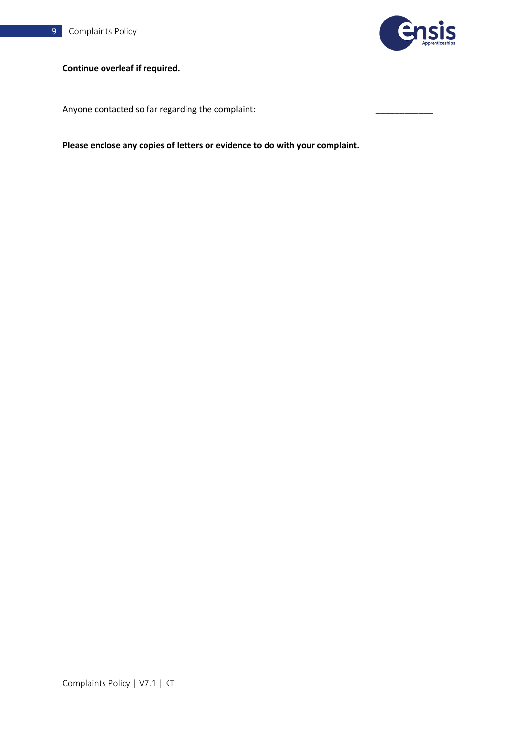**Continue overleaf if required.**

Anyone contacted so far regarding the complaint: ___________________________________

**Please enclose any copies of letters or evidence to do with your complaint.**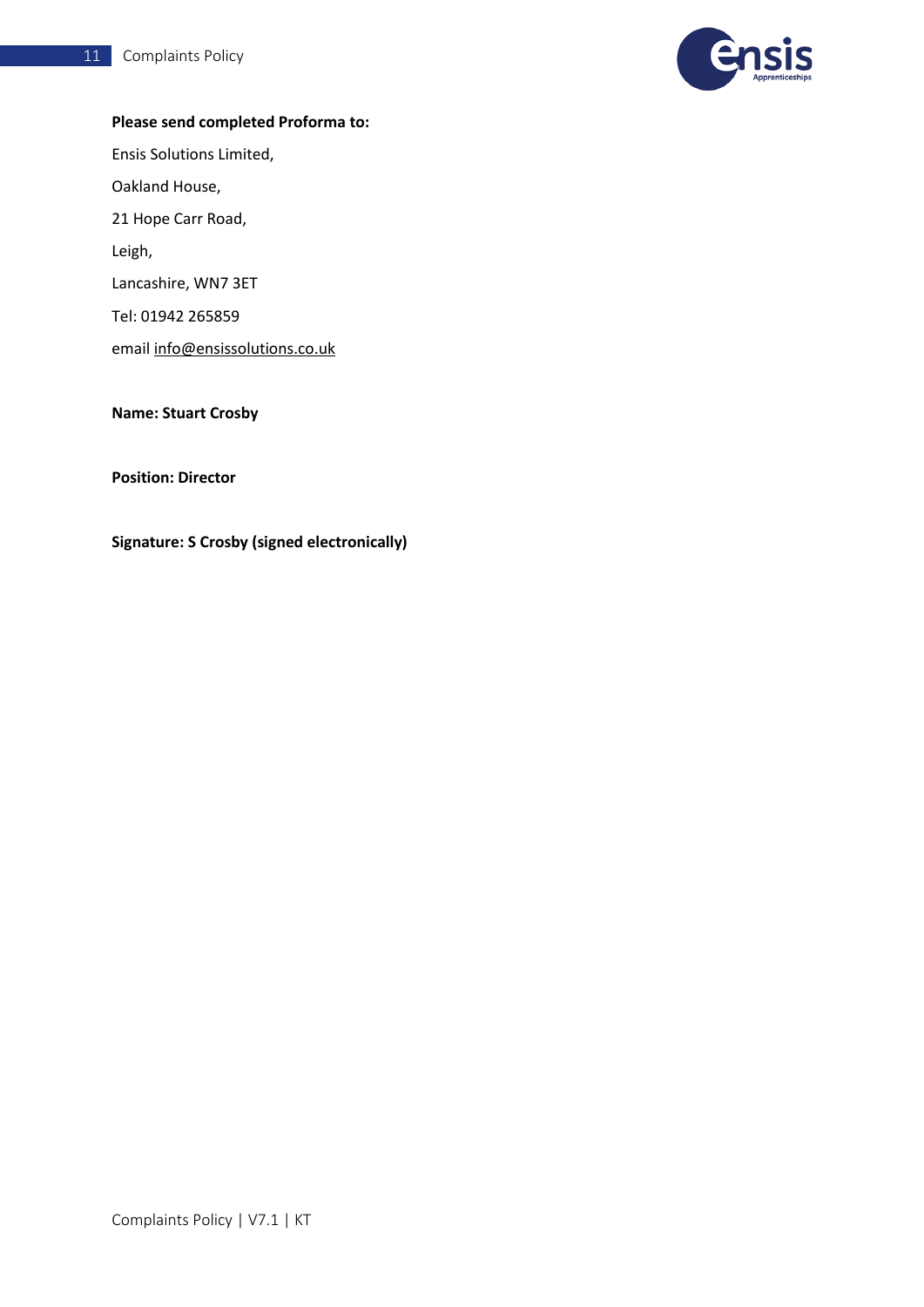**Please send completed Proforma to:**

Ensis Solutions Limited,

Oakland House,

21 Hope Carr Road,

Leigh,

Lancashire, WN7 3ET

Tel: 01942 265859

email info@ensissolutions.co.uk

**Name: Stuart Crosby**

**Position: Director**

**Signature: S Crosby (signed electronically)**